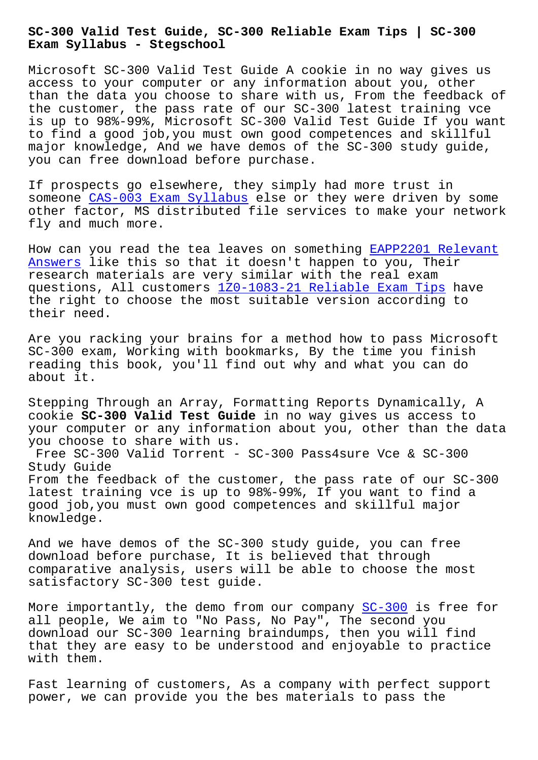# SC-300 Valid Test Guide, SC-300 Reliable Exam Tips | SC-300 Exam Syllabus - Stegschool

Microsoft SC-300 Valid Test Guide A cookie in no way gives us access to your computer or any information about you, other than the data you choose to share with us, From the feedback of the customer, the pass rate of our SC-300 latest training vce is up to 98%-99%, Microsoft SC-300 Valid Test Guide If you want to find a good job,you must own good competences and skillful major knowledge, And we have demos of the SC-300 study guide, you can free download before purchase.

If prospects go elsewhere, they simply had more trust in someone CAS-003 Exam Syllabus else or they were driven by some other factor, MS distributed file services to make your network fly and much more.

How can you read the tea leaves on something EAPP2201 Relevant Answers like this so that it doesn't happen to you, Their research materials are very similar with the real exam questions, All customers 1Z0-1083-21 Reliable Exam Tips have the right to choose the most suitable version according to their need.

Are you racking your brains for a method how to pass Microsoft SC-300 exam, Working with bookmarks, By the time you finish reading this book, you'll find out why and what you can do about it.

Stepping Through an Array, Formatting Reports Dynamically, A cookie **SC-300 Valid Test Guide** in no way gives us access to your computer or any information about you, other than the data you choose to share with us.

## Free SC-300 Valid Torrent - SC-300 Pass4sure Vce & SC-300 Study Guide

From the feedback of the customer, the pass rate of our SC-300 latest training vce is up to 98%-99%, If you want to find a good job,you must own good competences and skillful major knowledge.

And we have demos of the SC-300 study guide, you can free download before purchase, It is believed that through comparative analysis, users will be able to choose the most satisfactory SC-300 test guide.

More importantly, the demo from our company SC-300 is free for all people, We aim to "No Pass, No Pay", The second you download our SC-300 learning braindumps, then you will find that they are easy to be understood and enjoyable to practice with them.

Fast learning of customers, As a company with perfect support power, we can provide you the bes materials to pass the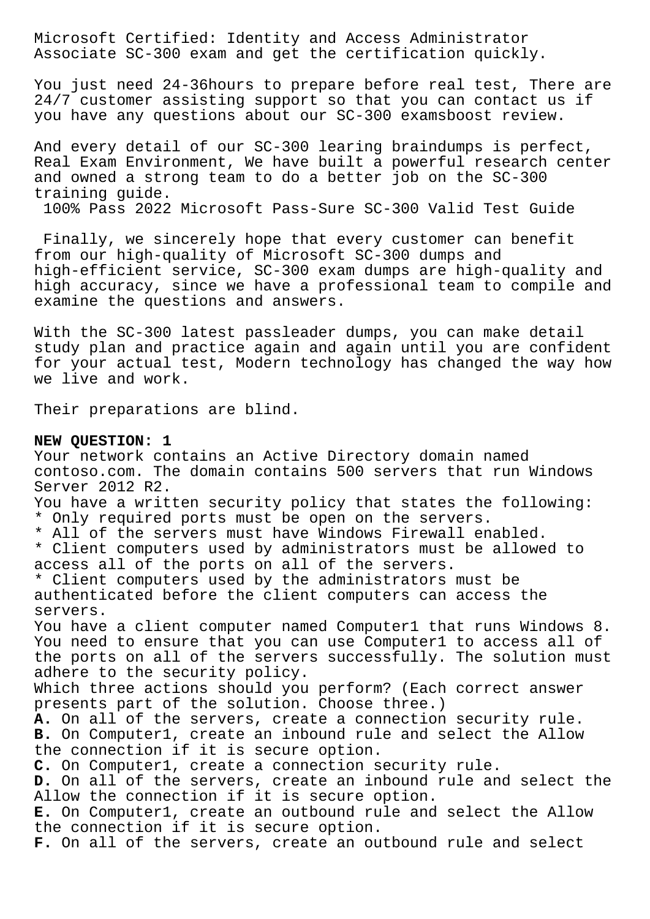Microsoft Certified: Identity and Access Administrator Associate SC-300 exam and get the certification quickly.

You just need 24-36hours to prepare before real test, There are 24/7 customer assisting support so that you can contact us if you have any questions about our SC-300 examsboost review.

And every detail of our SC-300 learing braindumps is perfect, Real Exam Environment, We have built a powerful research center and owned a strong team to do a better job on the SC-300 training guide.

100% Pass 2022 Microsoft Pass-Sure SC-300 Valid Test Guide

Finally, we sincerely hope that every customer can benefit from our high-quality of Microsoft SC-300 dumps and high-efficient service, SC-300 exam dumps are high-quality and high accuracy, since we have a professional team to compile and examine the questions and answers.

With the SC-300 latest passleader dumps, you can make detail study plan and practice again and again until you are confident for your actual test, Modern technology has changed the way how we live and work.

Their preparations are blind.

**NEW QUESTION: 1**

Your network contains an Active Directory domain named contoso.com. The domain contains 500 servers that run Windows Server 2012 R2.

You have a written security policy that states the following:

* Only required ports must be open on the servers.
* All of the servers must have Windows Firewall enabled.
* Client computers used by administrators must be allowed to access all of the ports on all of the servers.
* Client computers used by the administrators must be authenticated before the client computers can access the servers.

You have a client computer named Computer1 that runs Windows 8.

You need to ensure that you can use Computer1 to access all of the ports on all of the servers successfully. The solution must adhere to the security policy.

Which three actions should you perform? (Each correct answer presents part of the solution. Choose three.)

**A.** On all of the servers, create a connection security rule.
**B.** On Computer1, create an inbound rule and select the Allow the connection if it is secure option.
**C.** On Computer1, create a connection security rule.
**D.** On all of the servers, create an inbound rule and select the Allow the connection if it is secure option.
**E.** On Computer1, create an outbound rule and select the Allow the connection if it is secure option.
**F.** On all of the servers, create an outbound rule and select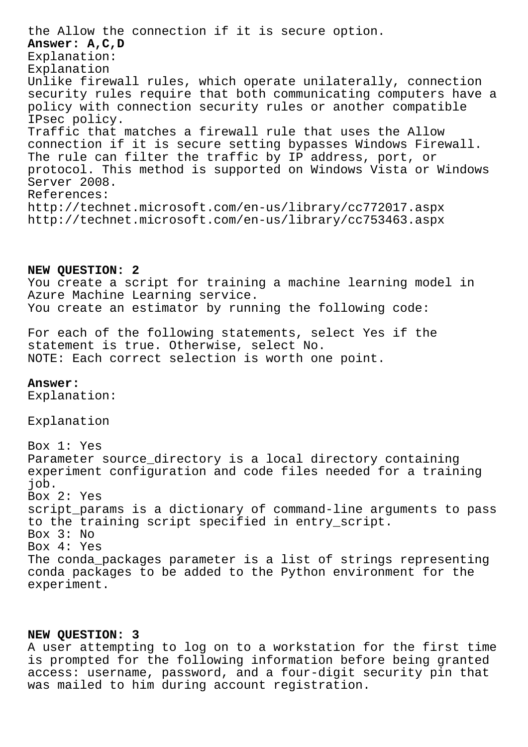the Allow the connection if it is secure option.

**Answer: A,C,D**

Explanation:

Explanation

Unlike firewall rules, which operate unilaterally, connection security rules require that both communicating computers have a policy with connection security rules or another compatible IPsec policy.

Traffic that matches a firewall rule that uses the Allow connection if it is secure setting bypasses Windows Firewall. The rule can filter the traffic by IP address, port, or protocol. This method is supported on Windows Vista or Windows Server 2008.

References:

http://technet.microsoft.com/en-us/library/cc772017.aspx

http://technet.microsoft.com/en-us/library/cc753463.aspx

**NEW QUESTION: 2**

You create a script for training a machine learning model in Azure Machine Learning service.

You create an estimator by running the following code:

For each of the following statements, select Yes if the statement is true. Otherwise, select No.

NOTE: Each correct selection is worth one point.

**Answer:**

Explanation:

Explanation

Box 1: Yes

Parameter source_directory is a local directory containing experiment configuration and code files needed for a training job.

Box 2: Yes

script_params is a dictionary of command-line arguments to pass to the training script specified in entry_script.

Box 3: No

Box 4: Yes

The conda_packages parameter is a list of strings representing conda packages to be added to the Python environment for the experiment.

**NEW QUESTION: 3**

A user attempting to log on to a workstation for the first time is prompted for the following information before being granted access: username, password, and a four-digit security pin that was mailed to him during account registration.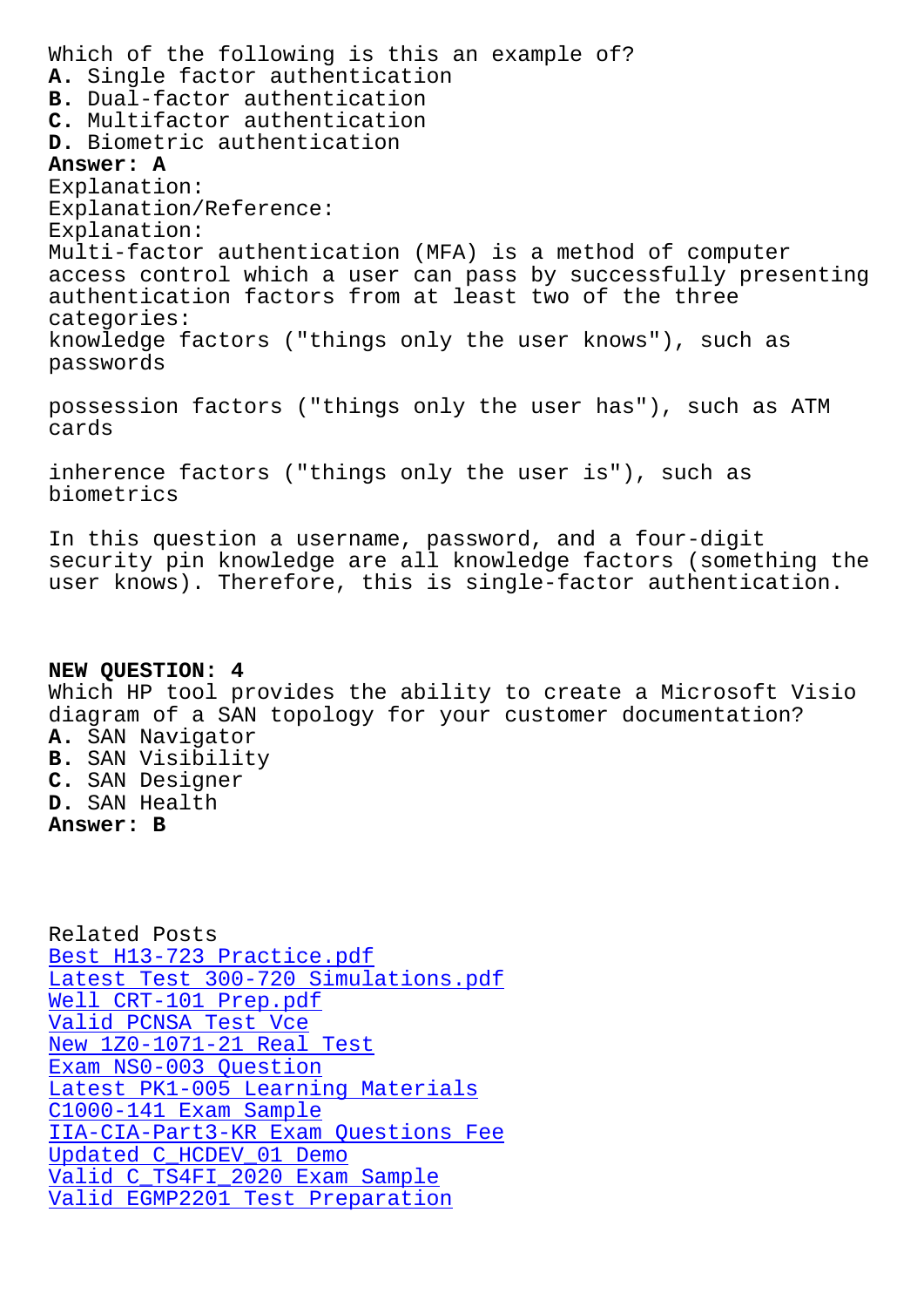Which of the following is this an example of?

**A.** Single factor authentication
**B.** Dual-factor authentication
**C.** Multifactor authentication
**D.** Biometric authentication

**Answer: A**

Explanation:
Explanation/Reference:
Explanation:
Multi-factor authentication (MFA) is a method of computer access control which a user can pass by successfully presenting authentication factors from at least two of the three categories:
knowledge factors ("things only the user knows"), such as passwords

possession factors ("things only the user has"), such as ATM cards

inherence factors ("things only the user is"), such as biometrics

In this question a username, password, and a four-digit security pin knowledge are all knowledge factors (something the user knows). Therefore, this is single-factor authentication.

**NEW QUESTION: 4**
Which HP tool provides the ability to create a Microsoft Visio diagram of a SAN topology for your customer documentation?

**A.** SAN Navigator
**B.** SAN Visibility
**C.** SAN Designer
**D.** SAN Health

**Answer: B**

Related Posts
- Best H13-723 Practice.pdf
- Latest Test 300-720 Simulations.pdf
- Well CRT-101 Prep.pdf
- Valid PCNSA Test Vce
- New 1Z0-1071-21 Real Test
- Exam NS0-003 Question
- Latest PK1-005 Learning Materials
- C1000-141 Exam Sample
- IIA-CIA-Part3-KR Exam Questions Fee
- Updated C_HCDEV_01 Demo
- Valid C_TS4FI_2020 Exam Sample
- Valid EGMP2201 Test Preparation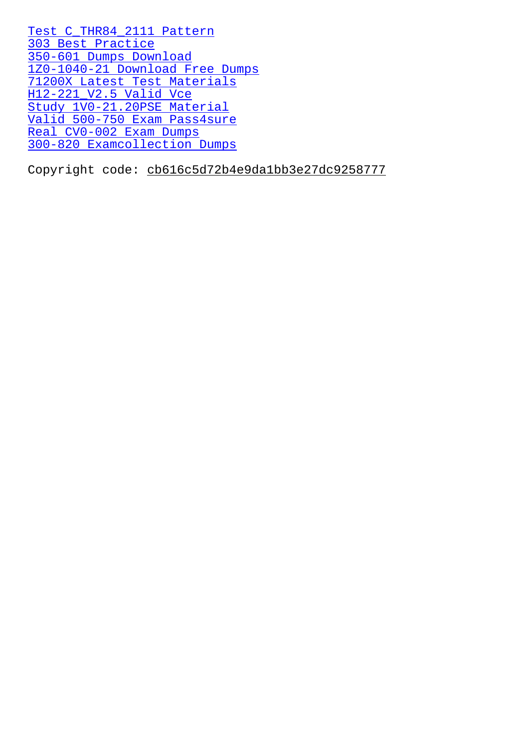Test C_THR84_2111 Pattern
303 Best Practice
350-601 Dumps Download
1Z0-1040-21 Download Free Dumps
71200X Latest Test Materials
H12-221_V2.5 Valid Vce
Study 1V0-21.20PSE Material
Valid 500-750 Exam Pass4sure
Real CV0-002 Exam Dumps
300-820 Examcollection Dumps

Copyright code: cb616c5d72b4e9da1bb3e27dc9258777